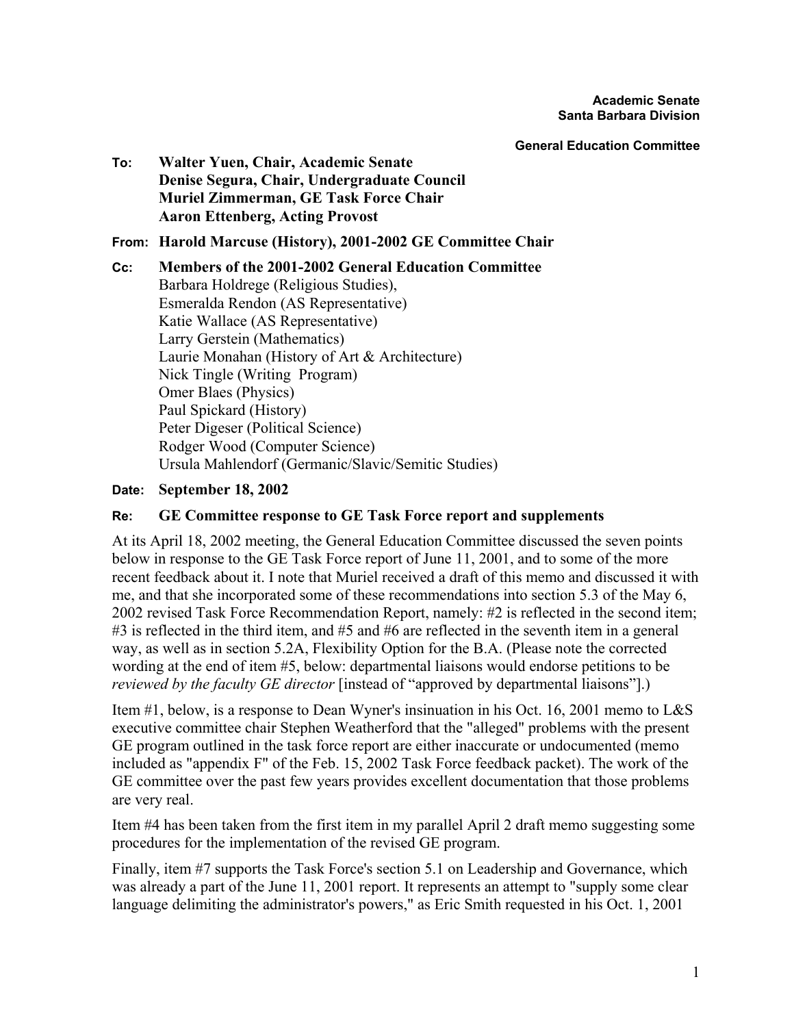**Academic Senate**
**Santa Barbara Division**

**General Education Committee**

**To:** **Walter Yuen, Chair, Academic Senate**
**Denise Segura, Chair, Undergraduate Council**
**Muriel Zimmerman, GE Task Force Chair**
**Aaron Ettenberg, Acting Provost**

**From:** **Harold Marcuse (History), 2001-2002 GE Committee Chair**

**Cc:** **Members of the 2001-2002 General Education Committee**
Barbara Holdrege (Religious Studies),
Esmeralda Rendon (AS Representative)
Katie Wallace (AS Representative)
Larry Gerstein (Mathematics)
Laurie Monahan (History of Art & Architecture)
Nick Tingle (Writing Program)
Omer Blaes (Physics)
Paul Spickard (History)
Peter Digeser (Political Science)
Rodger Wood (Computer Science)
Ursula Mahlendorf (Germanic/Slavic/Semitic Studies)

**Date:** **September 18, 2002**

**Re:** **GE Committee response to GE Task Force report and supplements**

At its April 18, 2002 meeting, the General Education Committee discussed the seven points below in response to the GE Task Force report of June 11, 2001, and to some of the more recent feedback about it. I note that Muriel received a draft of this memo and discussed it with me, and that she incorporated some of these recommendations into section 5.3 of the May 6, 2002 revised Task Force Recommendation Report, namely: #2 is reflected in the second item; #3 is reflected in the third item, and #5 and #6 are reflected in the seventh item in a general way, as well as in section 5.2A, Flexibility Option for the B.A. (Please note the corrected wording at the end of item #5, below: departmental liaisons would endorse petitions to be *reviewed by the faculty GE director* [instead of "approved by departmental liaisons"].)

Item #1, below, is a response to Dean Wyner's insinuation in his Oct. 16, 2001 memo to L&S executive committee chair Stephen Weatherford that the "alleged" problems with the present GE program outlined in the task force report are either inaccurate or undocumented (memo included as "appendix F" of the Feb. 15, 2002 Task Force feedback packet). The work of the GE committee over the past few years provides excellent documentation that those problems are very real.

Item #4 has been taken from the first item in my parallel April 2 draft memo suggesting some procedures for the implementation of the revised GE program.

Finally, item #7 supports the Task Force's section 5.1 on Leadership and Governance, which was already a part of the June 11, 2001 report. It represents an attempt to "supply some clear language delimiting the administrator's powers," as Eric Smith requested in his Oct. 1, 2001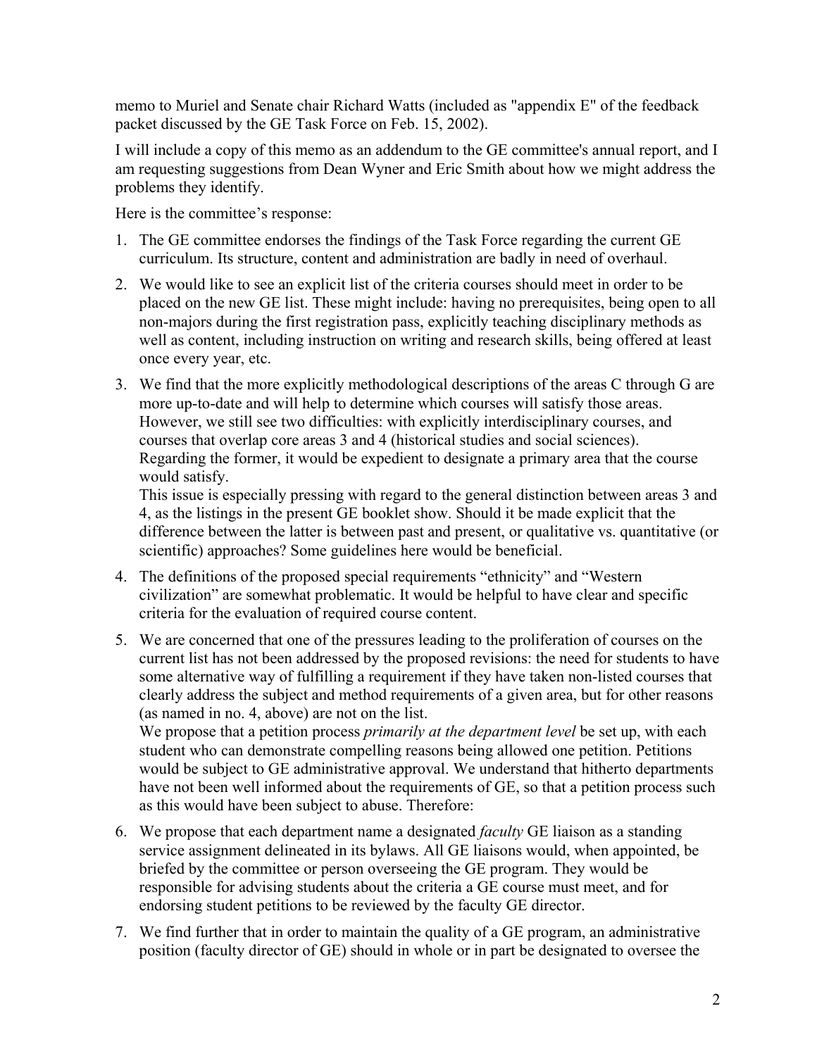memo to Muriel and Senate chair Richard Watts (included as "appendix E" of the feedback packet discussed by the GE Task Force on Feb. 15, 2002).

I will include a copy of this memo as an addendum to the GE committee's annual report, and I am requesting suggestions from Dean Wyner and Eric Smith about how we might address the problems they identify.

Here is the committee's response:

1. The GE committee endorses the findings of the Task Force regarding the current GE curriculum. Its structure, content and administration are badly in need of overhaul.

2. We would like to see an explicit list of the criteria courses should meet in order to be placed on the new GE list. These might include: having no prerequisites, being open to all non-majors during the first registration pass, explicitly teaching disciplinary methods as well as content, including instruction on writing and research skills, being offered at least once every year, etc.

3. We find that the more explicitly methodological descriptions of the areas C through G are more up-to-date and will help to determine which courses will satisfy those areas. However, we still see two difficulties: with explicitly interdisciplinary courses, and courses that overlap core areas 3 and 4 (historical studies and social sciences). Regarding the former, it would be expedient to designate a primary area that the course would satisfy.
   This issue is especially pressing with regard to the general distinction between areas 3 and 4, as the listings in the present GE booklet show. Should it be made explicit that the difference between the latter is between past and present, or qualitative vs. quantitative (or scientific) approaches? Some guidelines here would be beneficial.

4. The definitions of the proposed special requirements "ethnicity" and "Western civilization" are somewhat problematic. It would be helpful to have clear and specific criteria for the evaluation of required course content.

5. We are concerned that one of the pressures leading to the proliferation of courses on the current list has not been addressed by the proposed revisions: the need for students to have some alternative way of fulfilling a requirement if they have taken non-listed courses that clearly address the subject and method requirements of a given area, but for other reasons (as named in no. 4, above) are not on the list.
   We propose that a petition process *primarily at the department level* be set up, with each student who can demonstrate compelling reasons being allowed one petition. Petitions would be subject to GE administrative approval. We understand that hitherto departments have not been well informed about the requirements of GE, so that a petition process such as this would have been subject to abuse. Therefore:

6. We propose that each department name a designated *faculty* GE liaison as a standing service assignment delineated in its bylaws. All GE liaisons would, when appointed, be briefed by the committee or person overseeing the GE program. They would be responsible for advising students about the criteria a GE course must meet, and for endorsing student petitions to be reviewed by the faculty GE director.

7. We find further that in order to maintain the quality of a GE program, an administrative position (faculty director of GE) should in whole or in part be designated to oversee the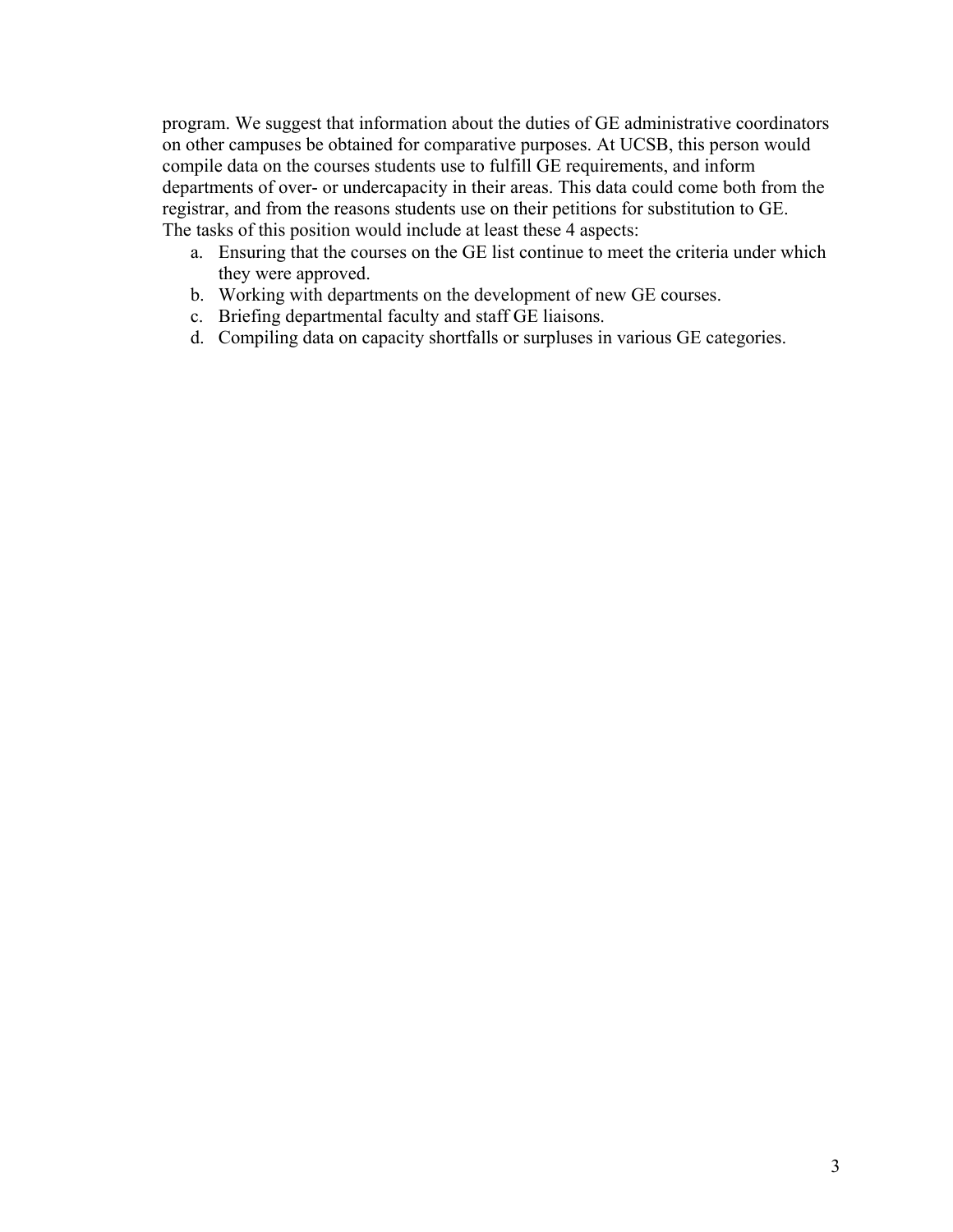program. We suggest that information about the duties of GE administrative coordinators on other campuses be obtained for comparative purposes. At UCSB, this person would compile data on the courses students use to fulfill GE requirements, and inform departments of over- or undercapacity in their areas. This data could come both from the registrar, and from the reasons students use on their petitions for substitution to GE. The tasks of this position would include at least these 4 aspects:

a. Ensuring that the courses on the GE list continue to meet the criteria under which they were approved.
b. Working with departments on the development of new GE courses.
c. Briefing departmental faculty and staff GE liaisons.
d. Compiling data on capacity shortfalls or surpluses in various GE categories.